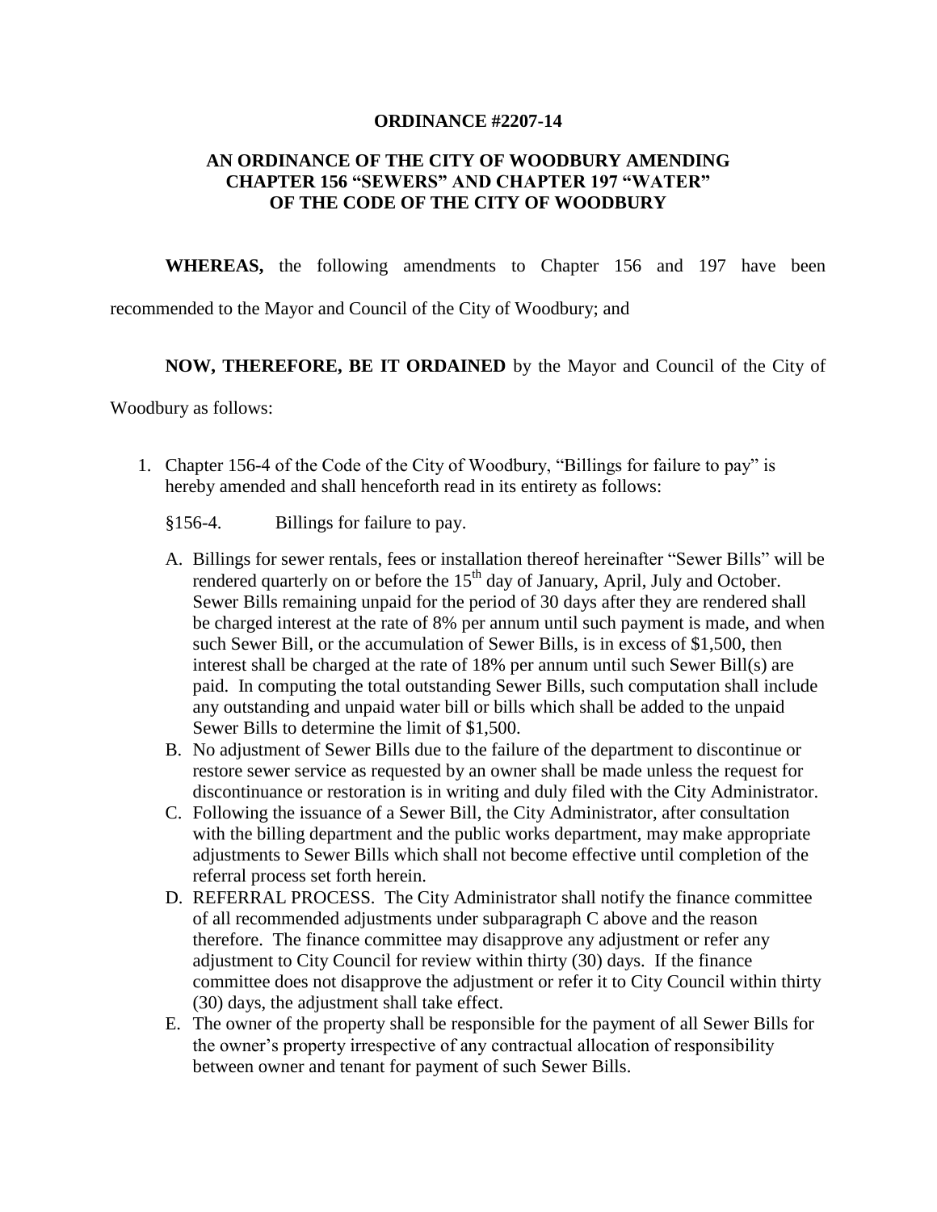**ORDINANCE #2207-14**

**AN ORDINANCE OF THE CITY OF WOODBURY AMENDING CHAPTER 156 "SEWERS" AND CHAPTER 197 "WATER" OF THE CODE OF THE CITY OF WOODBURY**

**WHEREAS,** the following amendments to Chapter 156 and 197 have been recommended to the Mayor and Council of the City of Woodbury; and

**NOW, THEREFORE, BE IT ORDAINED** by the Mayor and Council of the City of Woodbury as follows:

1. Chapter 156-4 of the Code of the City of Woodbury, "Billings for failure to pay" is hereby amended and shall henceforth read in its entirety as follows:

   §156-4. Billings for failure to pay.

   A. Billings for sewer rentals, fees or installation thereof hereinafter "Sewer Bills" will be rendered quarterly on or before the 15th day of January, April, July and October. Sewer Bills remaining unpaid for the period of 30 days after they are rendered shall be charged interest at the rate of 8% per annum until such payment is made, and when such Sewer Bill, or the accumulation of Sewer Bills, is in excess of $1,500, then interest shall be charged at the rate of 18% per annum until such Sewer Bill(s) are paid. In computing the total outstanding Sewer Bills, such computation shall include any outstanding and unpaid water bill or bills which shall be added to the unpaid Sewer Bills to determine the limit of $1,500.
   B. No adjustment of Sewer Bills due to the failure of the department to discontinue or restore sewer service as requested by an owner shall be made unless the request for discontinuance or restoration is in writing and duly filed with the City Administrator.
   C. Following the issuance of a Sewer Bill, the City Administrator, after consultation with the billing department and the public works department, may make appropriate adjustments to Sewer Bills which shall not become effective until completion of the referral process set forth herein.
   D. REFERRAL PROCESS. The City Administrator shall notify the finance committee of all recommended adjustments under subparagraph C above and the reason therefore. The finance committee may disapprove any adjustment or refer any adjustment to City Council for review within thirty (30) days. If the finance committee does not disapprove the adjustment or refer it to City Council within thirty (30) days, the adjustment shall take effect.
   E. The owner of the property shall be responsible for the payment of all Sewer Bills for the owner's property irrespective of any contractual allocation of responsibility between owner and tenant for payment of such Sewer Bills.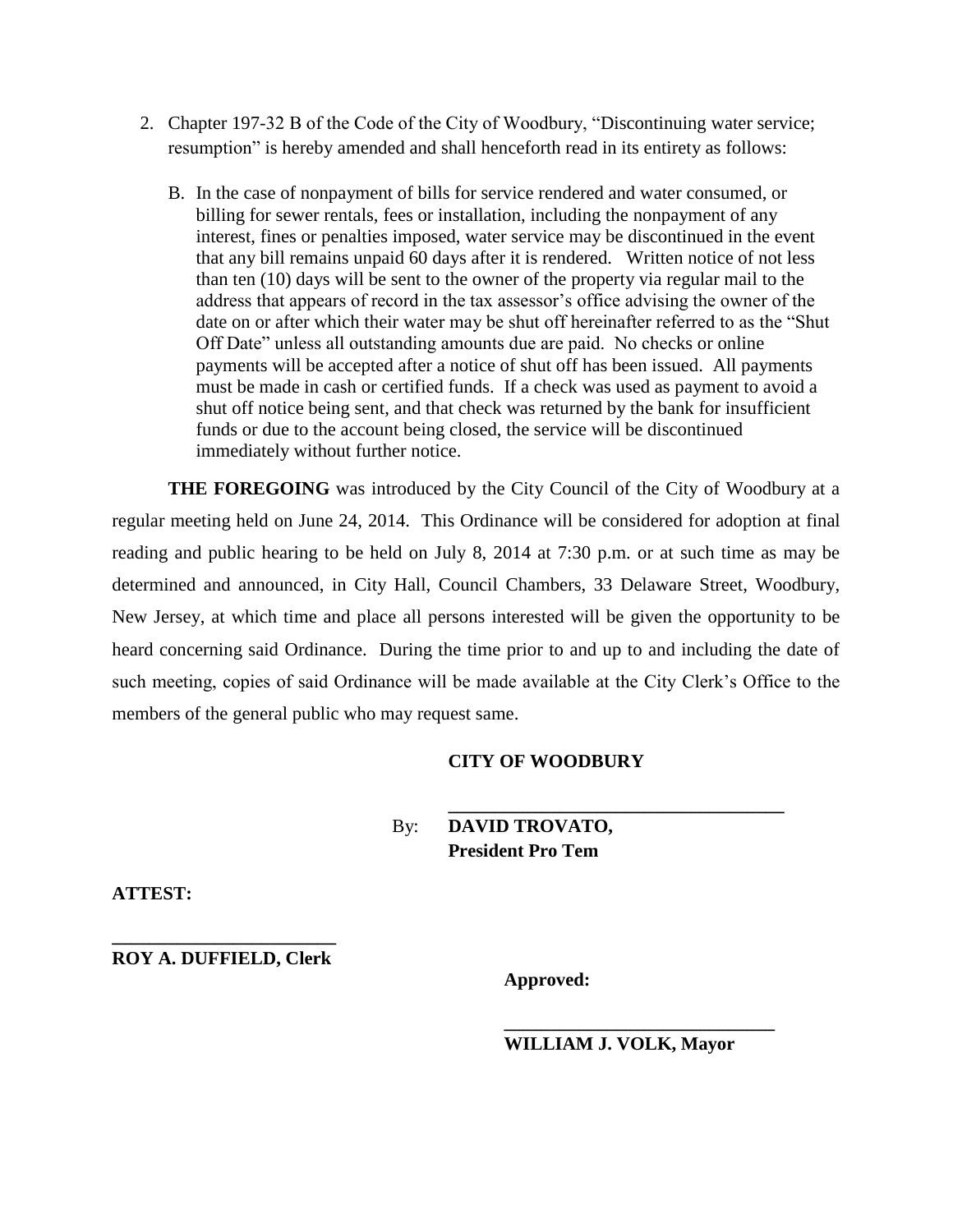2. Chapter 197-32 B of the Code of the City of Woodbury, "Discontinuing water service; resumption" is hereby amended and shall henceforth read in its entirety as follows:

   B. In the case of nonpayment of bills for service rendered and water consumed, or billing for sewer rentals, fees or installation, including the nonpayment of any interest, fines or penalties imposed, water service may be discontinued in the event that any bill remains unpaid 60 days after it is rendered. Written notice of not less than ten (10) days will be sent to the owner of the property via regular mail to the address that appears of record in the tax assessor's office advising the owner of the date on or after which their water may be shut off hereinafter referred to as the "Shut Off Date" unless all outstanding amounts due are paid. No checks or online payments will be accepted after a notice of shut off has been issued. All payments must be made in cash or certified funds. If a check was used as payment to avoid a shut off notice being sent, and that check was returned by the bank for insufficient funds or due to the account being closed, the service will be discontinued immediately without further notice.

**THE FOREGOING** was introduced by the City Council of the City of Woodbury at a regular meeting held on June 24, 2014. This Ordinance will be considered for adoption at final reading and public hearing to be held on July 8, 2014 at 7:30 p.m. or at such time as may be determined and announced, in City Hall, Council Chambers, 33 Delaware Street, Woodbury, New Jersey, at which time and place all persons interested will be given the opportunity to be heard concerning said Ordinance. During the time prior to and up to and including the date of such meeting, copies of said Ordinance will be made available at the City Clerk's Office to the members of the general public who may request same.

**CITY OF WOODBURY**

______________________________

By: **DAVID TROVATO,**
**President Pro Tem**

**ATTEST:**

______________________________
**ROY A. DUFFIELD, Clerk**

**Approved:**

______________________________
**WILLIAM J. VOLK, Mayor**